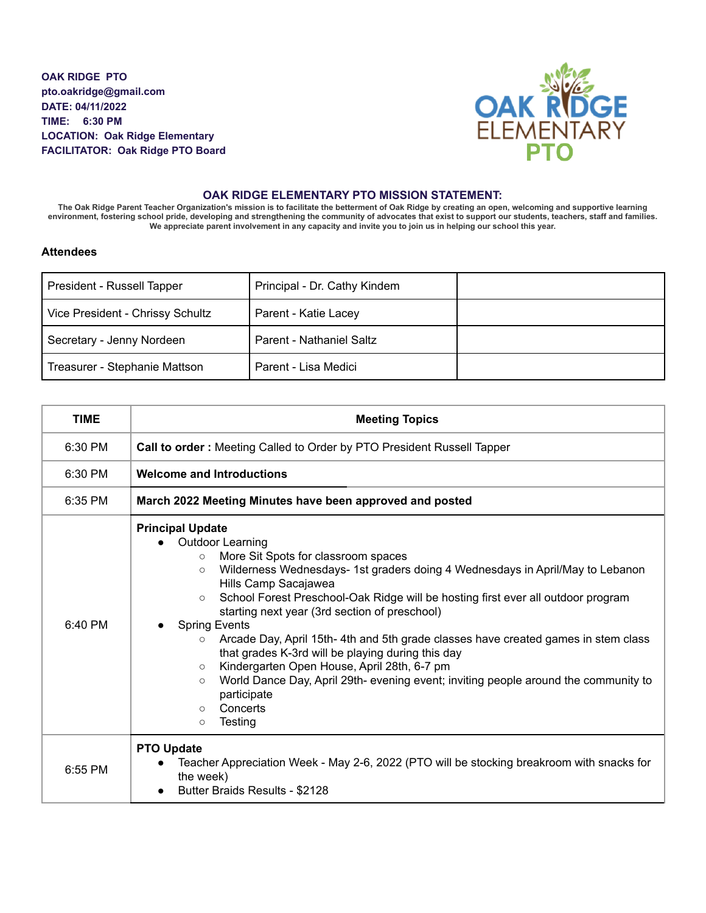**OAK RIDGE PTO**
**pto.oakridge@gmail.com**
**DATE: 04/11/2022**
**TIME: 6:30 PM**
**LOCATION: Oak Ridge Elementary**
**FACILITATOR: Oak Ridge PTO Board**

OAK RIDGE ELEMENTARY PTO

## OAK RIDGE ELEMENTARY PTO MISSION STATEMENT:

**The Oak Ridge Parent Teacher Organization's mission is to facilitate the betterment of Oak Ridge by creating an open, welcoming and supportive learning environment, fostering school pride, developing and strengthening the community of advocates that exist to support our students, teachers, staff and families. We appreciate parent involvement in any capacity and invite you to join us in helping our school this year.**

### Attendees

| | | |
|---|---|---|
| President - Russell Tapper | Principal - Dr. Cathy Kindem | |
| Vice President - Chrissy Schultz | Parent - Katie Lacey | |
| Secretary - Jenny Nordeen | Parent - Nathaniel Saltz | |
| Treasurer - Stephanie Mattson | Parent - Lisa Medici | |

| TIME | Meeting Topics |
|---|---|
| 6:30 PM | **Call to order :** Meeting Called to Order by PTO President Russell Tapper |
| 6:30 PM | **Welcome and Introductions** |
| 6:35 PM | **March 2022 Meeting Minutes have been approved and posted** |
| 6:40 PM | **Principal Update**<br>• Outdoor Learning<br>&nbsp;&nbsp;○ More Sit Spots for classroom spaces<br>&nbsp;&nbsp;○ Wilderness Wednesdays- 1st graders doing 4 Wednesdays in April/May to Lebanon Hills Camp Sacajawea<br>&nbsp;&nbsp;○ School Forest Preschool-Oak Ridge will be hosting first ever all outdoor program starting next year (3rd section of preschool)<br>• Spring Events<br>&nbsp;&nbsp;○ Arcade Day, April 15th- 4th and 5th grade classes have created games in stem class that grades K-3rd will be playing during this day<br>&nbsp;&nbsp;○ Kindergarten Open House, April 28th, 6-7 pm<br>&nbsp;&nbsp;○ World Dance Day, April 29th- evening event; inviting people around the community to participate<br>&nbsp;&nbsp;○ Concerts<br>&nbsp;&nbsp;○ Testing |
| 6:55 PM | **PTO Update**<br>• Teacher Appreciation Week - May 2-6, 2022 (PTO will be stocking breakroom with snacks for the week)<br>• Butter Braids Results - $2128 |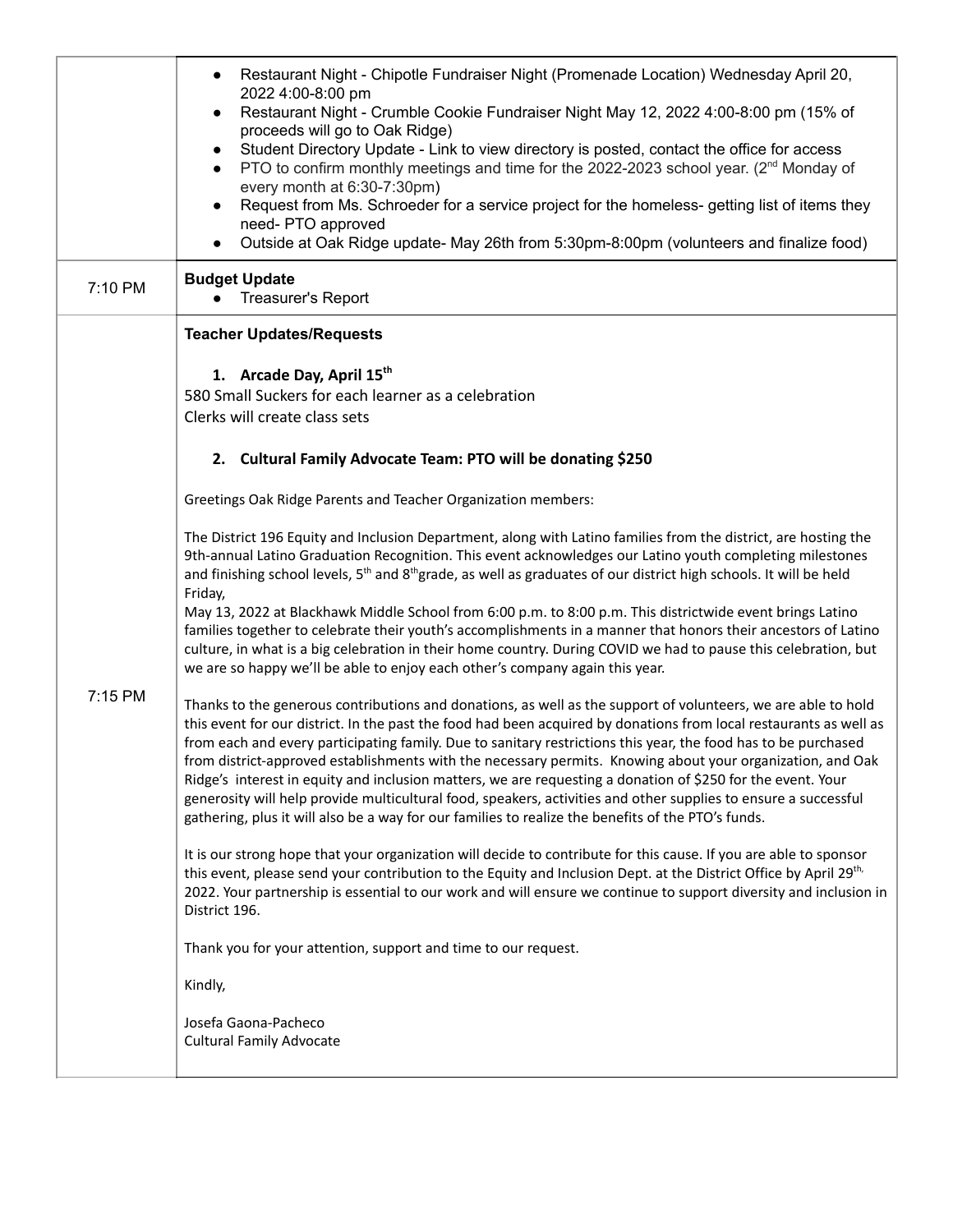| | |
|---|---|
| | • Restaurant Night - Chipotle Fundraiser Night (Promenade Location) Wednesday April 20, 2022 4:00-8:00 pm<br>• Restaurant Night - Crumble Cookie Fundraiser Night May 12, 2022 4:00-8:00 pm (15% of proceeds will go to Oak Ridge)<br>• Student Directory Update - Link to view directory is posted, contact the office for access<br>• PTO to confirm monthly meetings and time for the 2022-2023 school year. (2nd Monday of every month at 6:30-7:30pm)<br>• Request from Ms. Schroeder for a service project for the homeless- getting list of items they need- PTO approved<br>• Outside at Oak Ridge update- May 26th from 5:30pm-8:00pm (volunteers and finalize food) |
| 7:10 PM | **Budget Update**<br>• Treasurer's Report |
| 7:15 PM | **Teacher Updates/Requests**<br><br>**1. Arcade Day, April 15th**<br>580 Small Suckers for each learner as a celebration<br>Clerks will create class sets<br><br>**2. Cultural Family Advocate Team: PTO will be donating $250**<br><br>Greetings Oak Ridge Parents and Teacher Organization members:<br><br>The District 196 Equity and Inclusion Department, along with Latino families from the district, are hosting the 9th-annual Latino Graduation Recognition. This event acknowledges our Latino youth completing milestones and finishing school levels, 5th and 8th grade, as well as graduates of our district high schools. It will be held Friday,<br>May 13, 2022 at Blackhawk Middle School from 6:00 p.m. to 8:00 p.m. This districtwide event brings Latino families together to celebrate their youth's accomplishments in a manner that honors their ancestors of Latino culture, in what is a big celebration in their home country. During COVID we had to pause this celebration, but we are so happy we'll be able to enjoy each other's company again this year.<br><br>Thanks to the generous contributions and donations, as well as the support of volunteers, we are able to hold this event for our district. In the past the food had been acquired by donations from local restaurants as well as from each and every participating family. Due to sanitary restrictions this year, the food has to be purchased from district-approved establishments with the necessary permits. Knowing about your organization, and Oak Ridge's interest in equity and inclusion matters, we are requesting a donation of $250 for the event. Your generosity will help provide multicultural food, speakers, activities and other supplies to ensure a successful gathering, plus it will also be a way for our families to realize the benefits of the PTO's funds.<br><br>It is our strong hope that your organization will decide to contribute for this cause. If you are able to sponsor this event, please send your contribution to the Equity and Inclusion Dept. at the District Office by April 29th, 2022. Your partnership is essential to our work and will ensure we continue to support diversity and inclusion in District 196.<br><br>Thank you for your attention, support and time to our request.<br><br>Kindly,<br><br>Josefa Gaona-Pacheco<br>Cultural Family Advocate |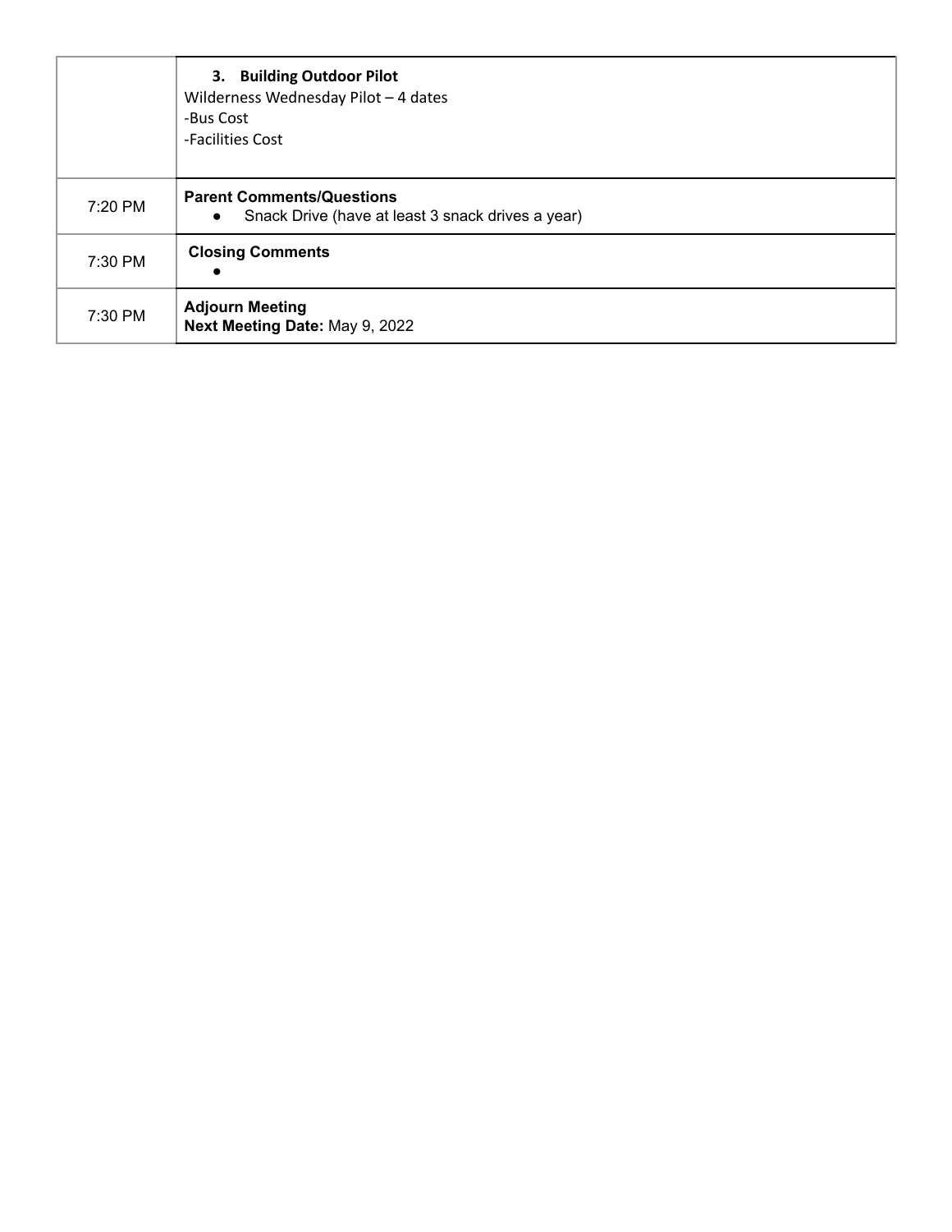| | |
|---|---|
| | **3. Building Outdoor Pilot**<br>Wilderness Wednesday Pilot – 4 dates<br>-Bus Cost<br>-Facilities Cost |
| 7:20 PM | **Parent Comments/Questions**<br>• Snack Drive (have at least 3 snack drives a year) |
| 7:30 PM | **Closing Comments**<br>• |
| 7:30 PM | **Adjourn Meeting**<br>**Next Meeting Date:** May 9, 2022 |